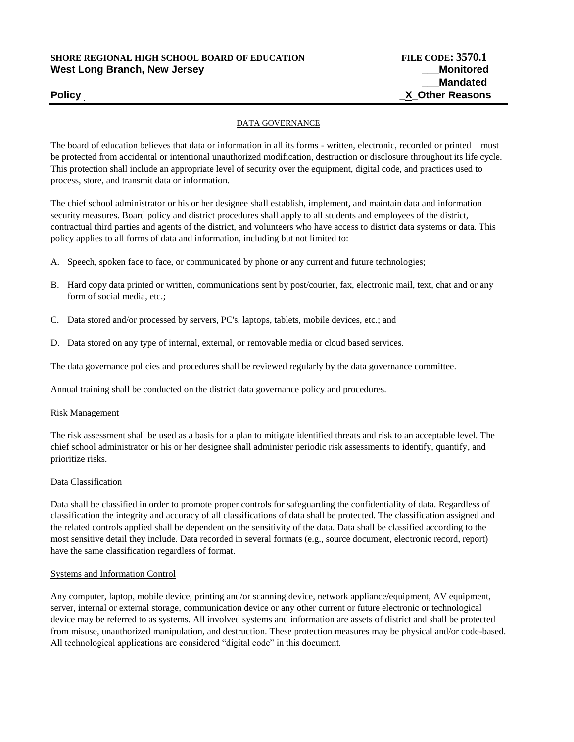**SHORE REGIONAL HIGH SCHOOL BOARD OF EDUCATION** **FILE CODE: 3570.1**
**West Long Branch, New Jersey**

___Monitored
___Mandated
_X_Other Reasons

**Policy**

DATA GOVERNANCE

The board of education believes that data or information in all its forms - written, electronic, recorded or printed – must be protected from accidental or intentional unauthorized modification, destruction or disclosure throughout its life cycle. This protection shall include an appropriate level of security over the equipment, digital code, and practices used to process, store, and transmit data or information.

The chief school administrator or his or her designee shall establish, implement, and maintain data and information security measures. Board policy and district procedures shall apply to all students and employees of the district, contractual third parties and agents of the district, and volunteers who have access to district data systems or data. This policy applies to all forms of data and information, including but not limited to:

A. Speech, spoken face to face, or communicated by phone or any current and future technologies;

B. Hard copy data printed or written, communications sent by post/courier, fax, electronic mail, text, chat and or any form of social media, etc.;

C. Data stored and/or processed by servers, PC's, laptops, tablets, mobile devices, etc.; and

D. Data stored on any type of internal, external, or removable media or cloud based services.

The data governance policies and procedures shall be reviewed regularly by the data governance committee.

Annual training shall be conducted on the district data governance policy and procedures.

Risk Management

The risk assessment shall be used as a basis for a plan to mitigate identified threats and risk to an acceptable level. The chief school administrator or his or her designee shall administer periodic risk assessments to identify, quantify, and prioritize risks.

Data Classification

Data shall be classified in order to promote proper controls for safeguarding the confidentiality of data. Regardless of classification the integrity and accuracy of all classifications of data shall be protected. The classification assigned and the related controls applied shall be dependent on the sensitivity of the data. Data shall be classified according to the most sensitive detail they include. Data recorded in several formats (e.g., source document, electronic record, report) have the same classification regardless of format.

Systems and Information Control

Any computer, laptop, mobile device, printing and/or scanning device, network appliance/equipment, AV equipment, server, internal or external storage, communication device or any other current or future electronic or technological device may be referred to as systems. All involved systems and information are assets of district and shall be protected from misuse, unauthorized manipulation, and destruction. These protection measures may be physical and/or code-based. All technological applications are considered "digital code" in this document.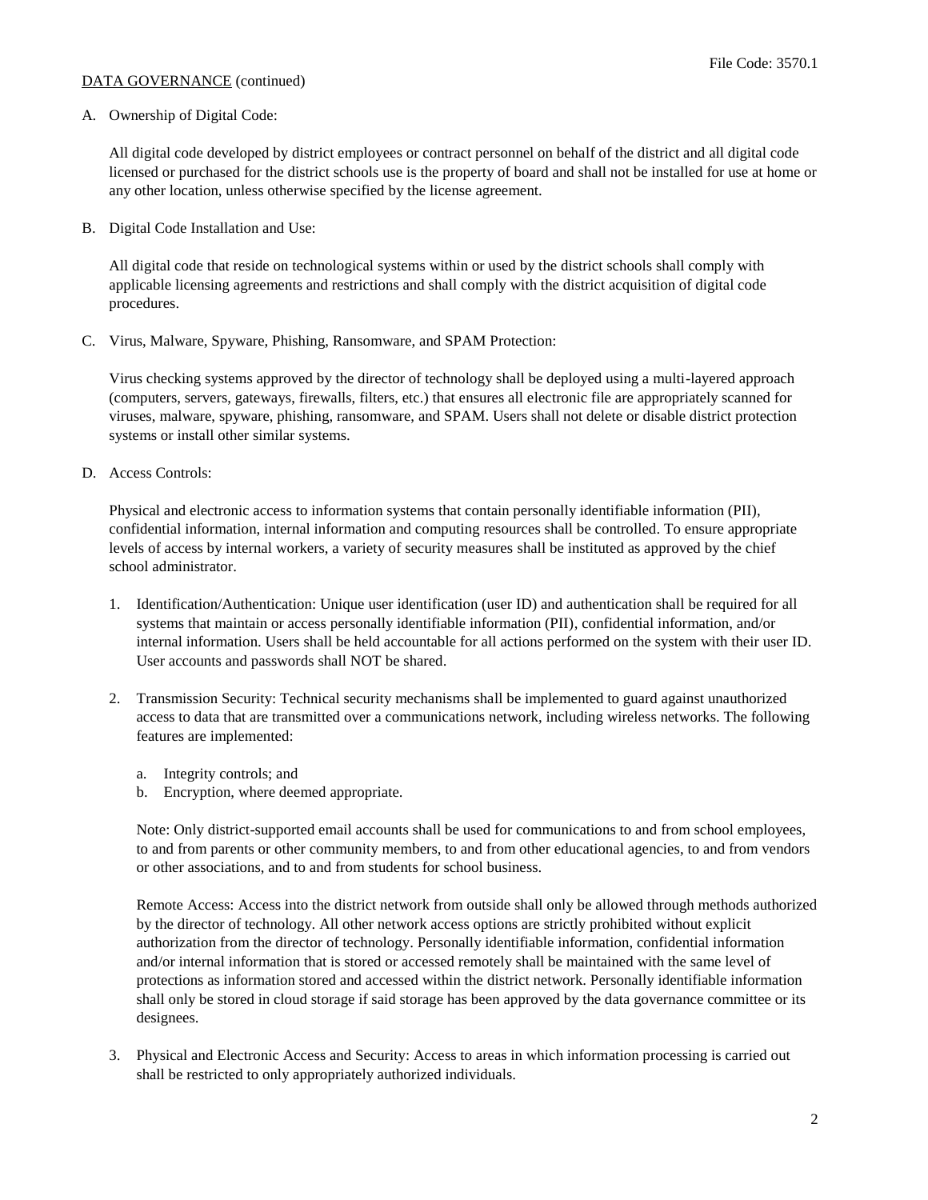DATA GOVERNANCE (continued)

A. Ownership of Digital Code:

All digital code developed by district employees or contract personnel on behalf of the district and all digital code licensed or purchased for the district schools use is the property of board and shall not be installed for use at home or any other location, unless otherwise specified by the license agreement.

B. Digital Code Installation and Use:

All digital code that reside on technological systems within or used by the district schools shall comply with applicable licensing agreements and restrictions and shall comply with the district acquisition of digital code procedures.

C. Virus, Malware, Spyware, Phishing, Ransomware, and SPAM Protection:

Virus checking systems approved by the director of technology shall be deployed using a multi-layered approach (computers, servers, gateways, firewalls, filters, etc.) that ensures all electronic file are appropriately scanned for viruses, malware, spyware, phishing, ransomware, and SPAM. Users shall not delete or disable district protection systems or install other similar systems.

D. Access Controls:

Physical and electronic access to information systems that contain personally identifiable information (PII), confidential information, internal information and computing resources shall be controlled. To ensure appropriate levels of access by internal workers, a variety of security measures shall be instituted as approved by the chief school administrator.

1. Identification/Authentication: Unique user identification (user ID) and authentication shall be required for all systems that maintain or access personally identifiable information (PII), confidential information, and/or internal information. Users shall be held accountable for all actions performed on the system with their user ID. User accounts and passwords shall NOT be shared.

2. Transmission Security: Technical security mechanisms shall be implemented to guard against unauthorized access to data that are transmitted over a communications network, including wireless networks. The following features are implemented:

   a. Integrity controls; and
   b. Encryption, where deemed appropriate.

   Note: Only district-supported email accounts shall be used for communications to and from school employees, to and from parents or other community members, to and from other educational agencies, to and from vendors or other associations, and to and from students for school business.

   Remote Access: Access into the district network from outside shall only be allowed through methods authorized by the director of technology. All other network access options are strictly prohibited without explicit authorization from the director of technology. Personally identifiable information, confidential information and/or internal information that is stored or accessed remotely shall be maintained with the same level of protections as information stored and accessed within the district network. Personally identifiable information shall only be stored in cloud storage if said storage has been approved by the data governance committee or its designees.

3. Physical and Electronic Access and Security: Access to areas in which information processing is carried out shall be restricted to only appropriately authorized individuals.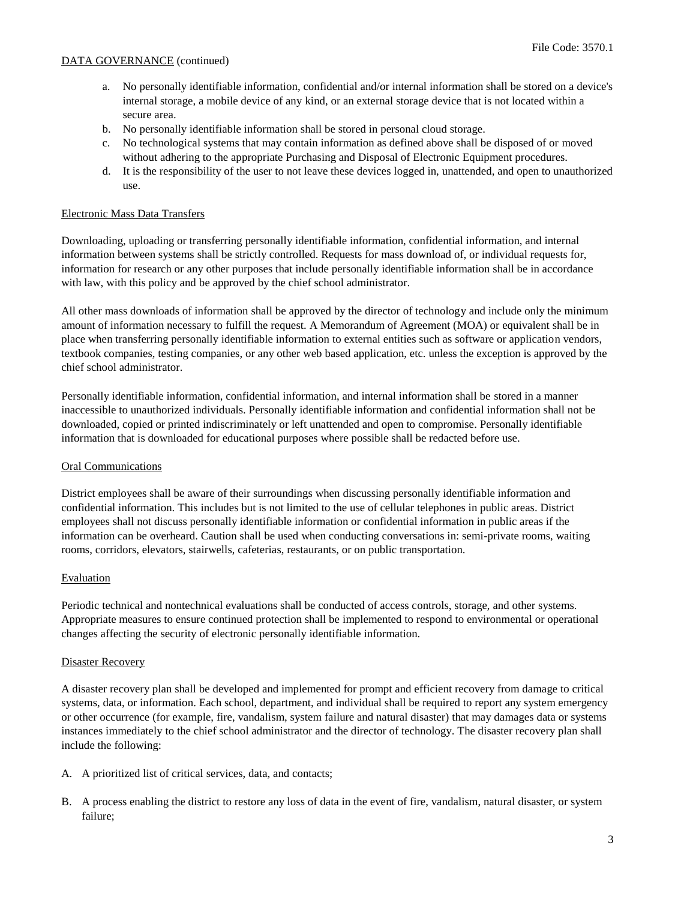a. No personally identifiable information, confidential and/or internal information shall be stored on a device's internal storage, a mobile device of any kind, or an external storage device that is not located within a secure area.
b. No personally identifiable information shall be stored in personal cloud storage.
c. No technological systems that may contain information as defined above shall be disposed of or moved without adhering to the appropriate Purchasing and Disposal of Electronic Equipment procedures.
d. It is the responsibility of the user to not leave these devices logged in, unattended, and open to unauthorized use.

## Electronic Mass Data Transfers

Downloading, uploading or transferring personally identifiable information, confidential information, and internal information between systems shall be strictly controlled. Requests for mass download of, or individual requests for, information for research or any other purposes that include personally identifiable information shall be in accordance with law, with this policy and be approved by the chief school administrator.

All other mass downloads of information shall be approved by the director of technology and include only the minimum amount of information necessary to fulfill the request. A Memorandum of Agreement (MOA) or equivalent shall be in place when transferring personally identifiable information to external entities such as software or application vendors, textbook companies, testing companies, or any other web based application, etc. unless the exception is approved by the chief school administrator.

Personally identifiable information, confidential information, and internal information shall be stored in a manner inaccessible to unauthorized individuals. Personally identifiable information and confidential information shall not be downloaded, copied or printed indiscriminately or left unattended and open to compromise. Personally identifiable information that is downloaded for educational purposes where possible shall be redacted before use.

## Oral Communications

District employees shall be aware of their surroundings when discussing personally identifiable information and confidential information. This includes but is not limited to the use of cellular telephones in public areas. District employees shall not discuss personally identifiable information or confidential information in public areas if the information can be overheard. Caution shall be used when conducting conversations in: semi-private rooms, waiting rooms, corridors, elevators, stairwells, cafeterias, restaurants, or on public transportation.

## Evaluation

Periodic technical and nontechnical evaluations shall be conducted of access controls, storage, and other systems. Appropriate measures to ensure continued protection shall be implemented to respond to environmental or operational changes affecting the security of electronic personally identifiable information.

## Disaster Recovery

A disaster recovery plan shall be developed and implemented for prompt and efficient recovery from damage to critical systems, data, or information. Each school, department, and individual shall be required to report any system emergency or other occurrence (for example, fire, vandalism, system failure and natural disaster) that may damages data or systems instances immediately to the chief school administrator and the director of technology. The disaster recovery plan shall include the following:

A. A prioritized list of critical services, data, and contacts;

B. A process enabling the district to restore any loss of data in the event of fire, vandalism, natural disaster, or system failure;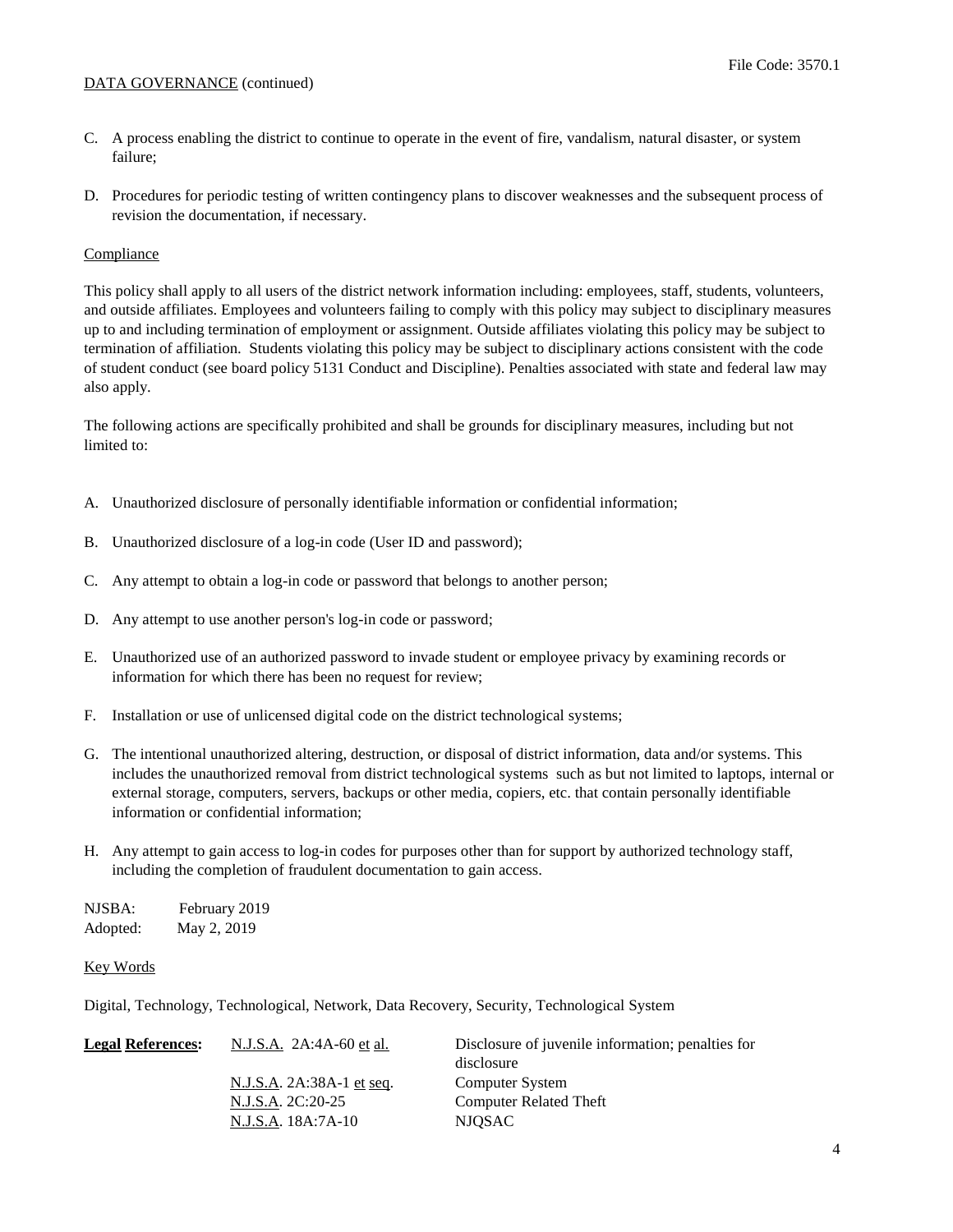DATA GOVERNANCE (continued)

C. A process enabling the district to continue to operate in the event of fire, vandalism, natural disaster, or system failure;

D. Procedures for periodic testing of written contingency plans to discover weaknesses and the subsequent process of revision the documentation, if necessary.

Compliance

This policy shall apply to all users of the district network information including: employees, staff, students, volunteers, and outside affiliates. Employees and volunteers failing to comply with this policy may subject to disciplinary measures up to and including termination of employment or assignment. Outside affiliates violating this policy may be subject to termination of affiliation. Students violating this policy may be subject to disciplinary actions consistent with the code of student conduct (see board policy 5131 Conduct and Discipline). Penalties associated with state and federal law may also apply.

The following actions are specifically prohibited and shall be grounds for disciplinary measures, including but not limited to:

A. Unauthorized disclosure of personally identifiable information or confidential information;

B. Unauthorized disclosure of a log-in code (User ID and password);

C. Any attempt to obtain a log-in code or password that belongs to another person;

D. Any attempt to use another person's log-in code or password;

E. Unauthorized use of an authorized password to invade student or employee privacy by examining records or information for which there has been no request for review;

F. Installation or use of unlicensed digital code on the district technological systems;

G. The intentional unauthorized altering, destruction, or disposal of district information, data and/or systems. This includes the unauthorized removal from district technological systems such as but not limited to laptops, internal or external storage, computers, servers, backups or other media, copiers, etc. that contain personally identifiable information or confidential information;

H. Any attempt to gain access to log-in codes for purposes other than for support by authorized technology staff, including the completion of fraudulent documentation to gain access.

NJSBA: February 2019
Adopted: May 2, 2019

Key Words

Digital, Technology, Technological, Network, Data Recovery, Security, Technological System

| **Legal References:** | | |
|---|---|---|
| | N.J.S.A. 2A:4A-60 et al. | Disclosure of juvenile information; penalties for disclosure |
| | N.J.S.A. 2A:38A-1 et seq. | Computer System |
| | N.J.S.A. 2C:20-25 | Computer Related Theft |
| | N.J.S.A. 18A:7A-10 | NJQSAC |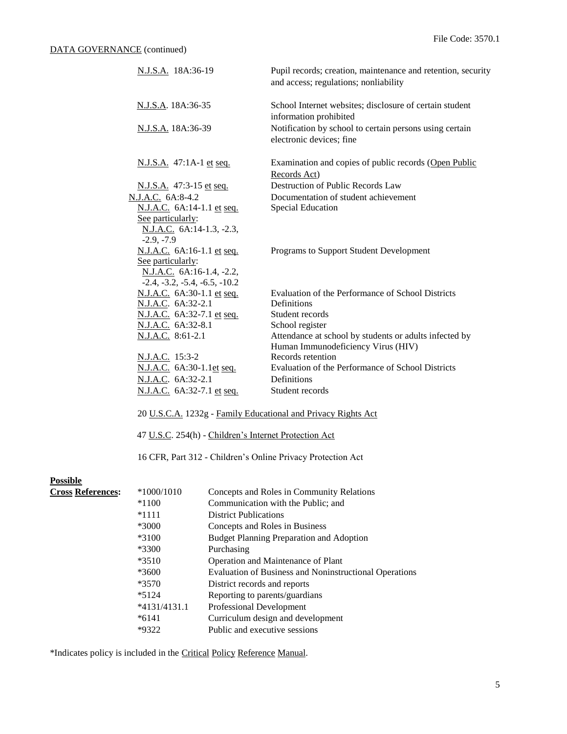DATA GOVERNANCE (continued)

| | |
|---|---|
| N.J.S.A. 18A:36-19 | Pupil records; creation, maintenance and retention, security and access; regulations; nonliability |
| N.J.S.A. 18A:36-35 | School Internet websites; disclosure of certain student information prohibited |
| N.J.S.A. 18A:36-39 | Notification by school to certain persons using certain electronic devices; fine |
| N.J.S.A. 47:1A-1 et seq. | Examination and copies of public records (Open Public Records Act) |
| N.J.S.A. 47:3-15 et seq. | Destruction of Public Records Law |
| N.J.A.C. 6A:8-4.2 | Documentation of student achievement |
| N.J.A.C. 6A:14-1.1 et seq. See particularly: N.J.A.C. 6A:14-1.3, -2.3, -2.9, -7.9 | Special Education |
| N.J.A.C. 6A:16-1.1 et seq. See particularly: N.J.A.C. 6A:16-1.4, -2.2, -2.4, -3.2, -5.4, -6.5, -10.2 | Programs to Support Student Development |
| N.J.A.C. 6A:30-1.1 et seq. | Evaluation of the Performance of School Districts |
| N.J.A.C. 6A:32-2.1 | Definitions |
| N.J.A.C. 6A:32-7.1 et seq. | Student records |
| N.J.A.C. 6A:32-8.1 | School register |
| N.J.A.C. 8:61-2.1 | Attendance at school by students or adults infected by Human Immunodeficiency Virus (HIV) |
| N.J.A.C. 15:3-2 | Records retention |
| N.J.A.C. 6A:30-1.1et seq. | Evaluation of the Performance of School Districts |
| N.J.A.C. 6A:32-2.1 | Definitions |
| N.J.A.C. 6A:32-7.1 et seq. | Student records |

20 U.S.C.A. 1232g - Family Educational and Privacy Rights Act

47 U.S.C. 254(h) - Children's Internet Protection Act

16 CFR, Part 312 - Children's Online Privacy Protection Act

**Possible Cross References:**

| | |
|---|---|
| *1000/1010 | Concepts and Roles in Community Relations |
| *1100 | Communication with the Public; and |
| *1111 | District Publications |
| *3000 | Concepts and Roles in Business |
| *3100 | Budget Planning Preparation and Adoption |
| *3300 | Purchasing |
| *3510 | Operation and Maintenance of Plant |
| *3600 | Evaluation of Business and Noninstructional Operations |
| *3570 | District records and reports |
| *5124 | Reporting to parents/guardians |
| *4131/4131.1 | Professional Development |
| *6141 | Curriculum design and development |
| *9322 | Public and executive sessions |

*Indicates policy is included in the Critical Policy Reference Manual.